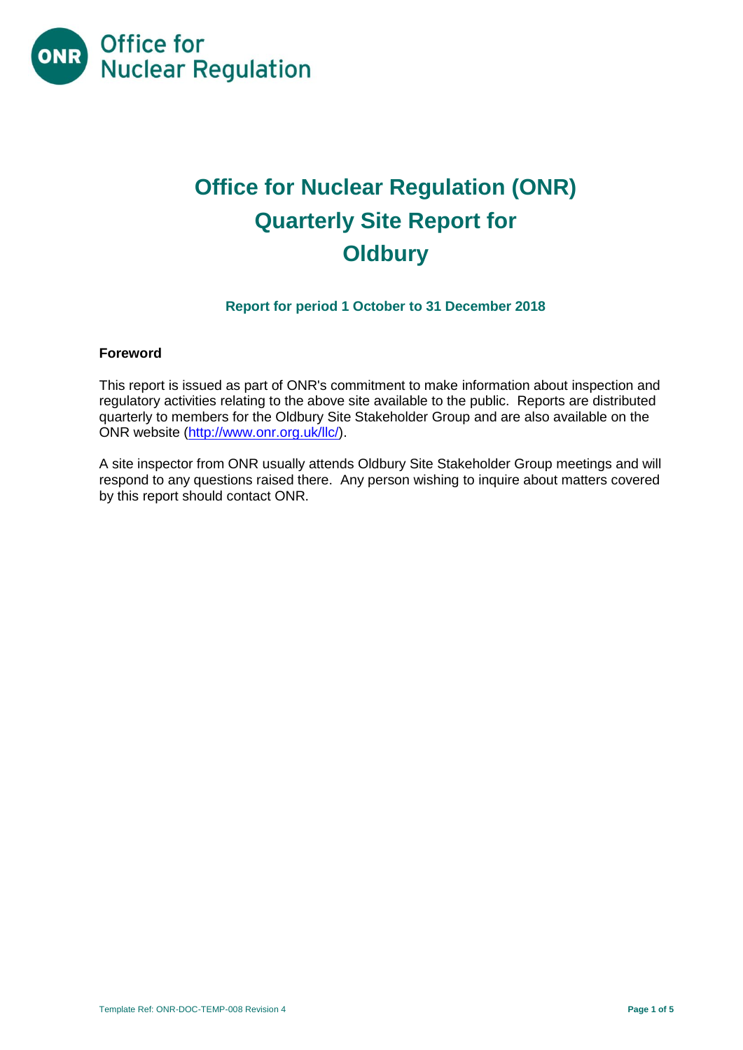# Office for Nuclear Regulation (ONR) Quarterly Site Report for Oldbury

### Report for period 1 October to 31 December 2018

**Foreword**

This report is issued as part of ONR's commitment to make information about inspection and regulatory activities relating to the above site available to the public. Reports are distributed quarterly to members for the Oldbury Site Stakeholder Group and are also available on the ONR website (http://www.onr.org.uk/llc/).

A site inspector from ONR usually attends Oldbury Site Stakeholder Group meetings and will respond to any questions raised there. Any person wishing to inquire about matters covered by this report should contact ONR.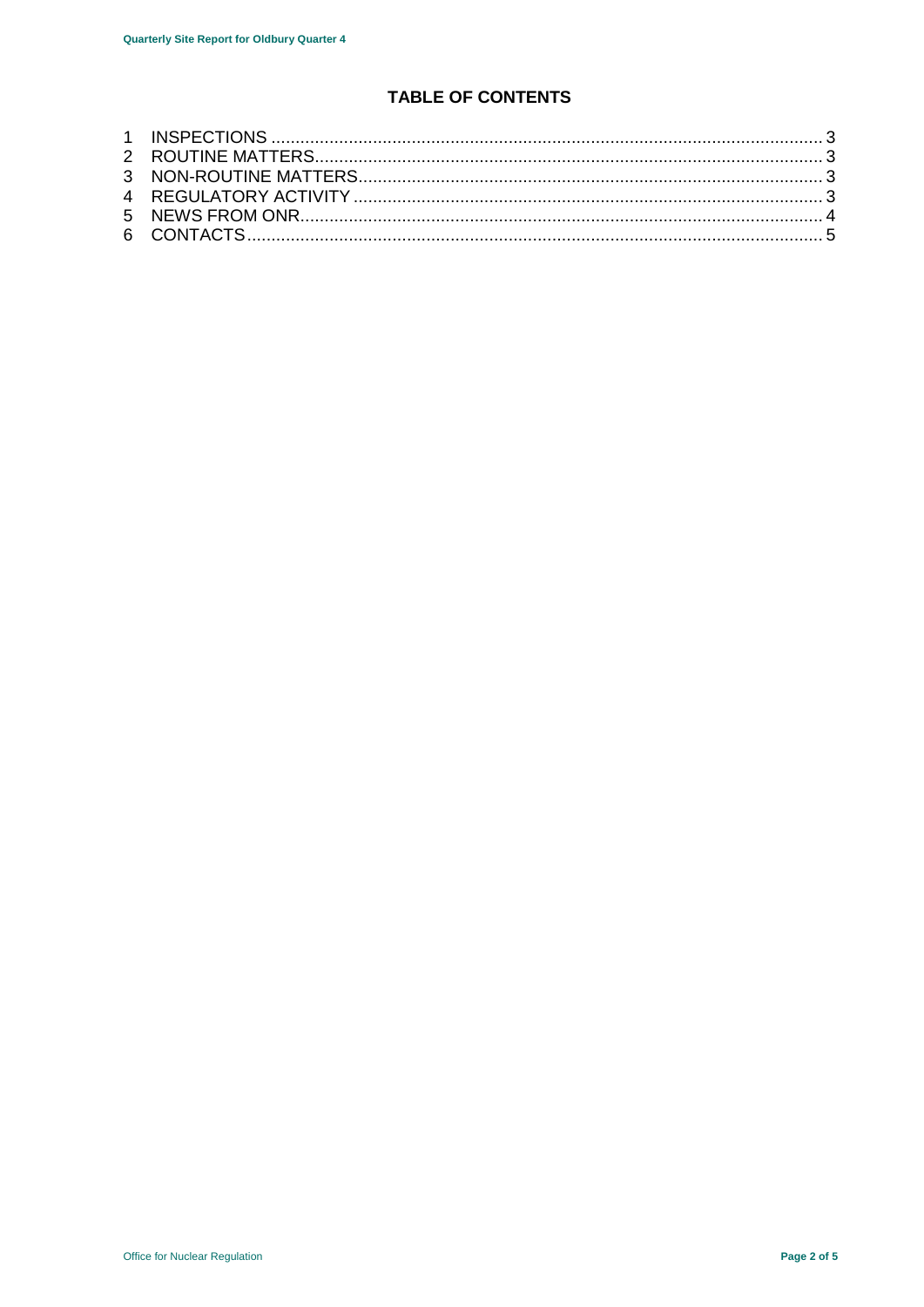## TABLE OF CONTENTS

1 INSPECTIONS ........................................................................................................ 3
2 ROUTINE MATTERS ............................................................................................. 3
3 NON-ROUTINE MATTERS .................................................................................... 3
4 REGULATORY ACTIVITY ..................................................................................... 3
5 NEWS FROM ONR ................................................................................................ 4
6 CONTACTS ........................................................................................................... 5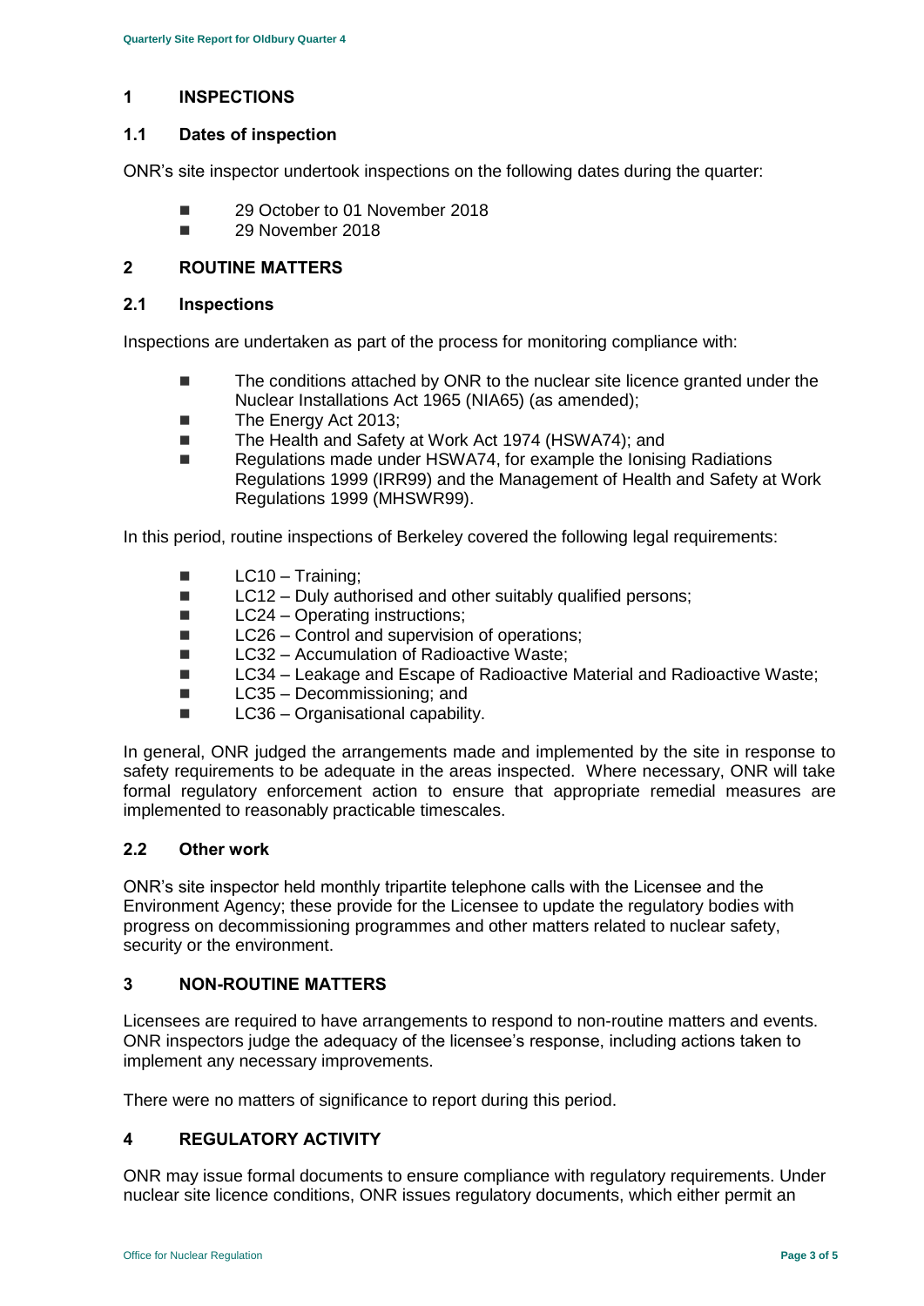## 1 INSPECTIONS

### 1.1 Dates of inspection

ONR's site inspector undertook inspections on the following dates during the quarter:

- 29 October to 01 November 2018
- 29 November 2018

## 2 ROUTINE MATTERS

### 2.1 Inspections

Inspections are undertaken as part of the process for monitoring compliance with:

- The conditions attached by ONR to the nuclear site licence granted under the Nuclear Installations Act 1965 (NIA65) (as amended);
- The Energy Act 2013;
- The Health and Safety at Work Act 1974 (HSWA74); and
- Regulations made under HSWA74, for example the Ionising Radiations Regulations 1999 (IRR99) and the Management of Health and Safety at Work Regulations 1999 (MHSWR99).

In this period, routine inspections of Berkeley covered the following legal requirements:

- LC10 – Training;
- LC12 – Duly authorised and other suitably qualified persons;
- LC24 – Operating instructions;
- LC26 – Control and supervision of operations;
- LC32 – Accumulation of Radioactive Waste;
- LC34 – Leakage and Escape of Radioactive Material and Radioactive Waste;
- LC35 – Decommissioning; and
- LC36 – Organisational capability.

In general, ONR judged the arrangements made and implemented by the site in response to safety requirements to be adequate in the areas inspected. Where necessary, ONR will take formal regulatory enforcement action to ensure that appropriate remedial measures are implemented to reasonably practicable timescales.

### 2.2 Other work

ONR's site inspector held monthly tripartite telephone calls with the Licensee and the Environment Agency; these provide for the Licensee to update the regulatory bodies with progress on decommissioning programmes and other matters related to nuclear safety, security or the environment.

## 3 NON-ROUTINE MATTERS

Licensees are required to have arrangements to respond to non-routine matters and events. ONR inspectors judge the adequacy of the licensee's response, including actions taken to implement any necessary improvements.

There were no matters of significance to report during this period.

## 4 REGULATORY ACTIVITY

ONR may issue formal documents to ensure compliance with regulatory requirements. Under nuclear site licence conditions, ONR issues regulatory documents, which either permit an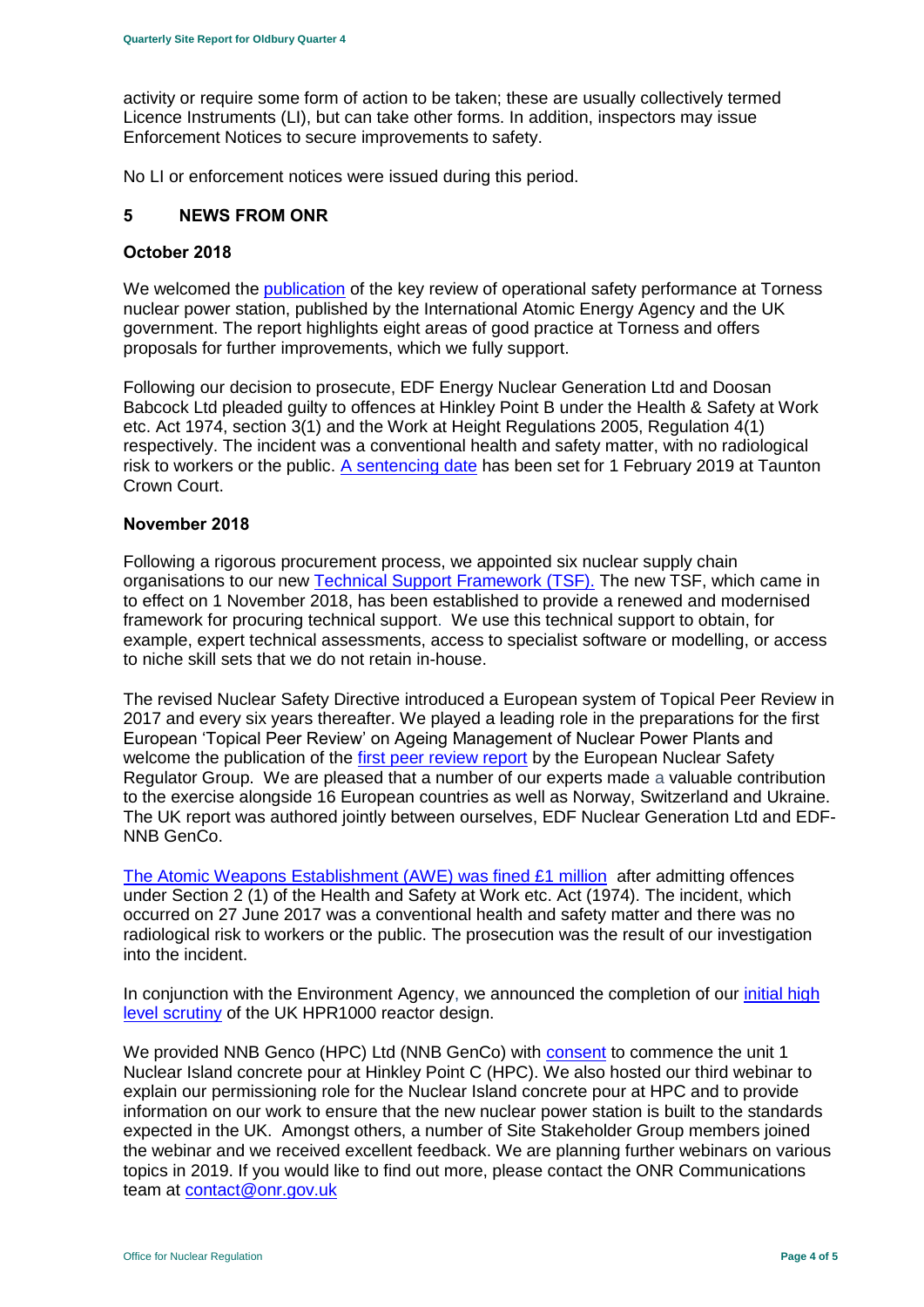activity or require some form of action to be taken; these are usually collectively termed Licence Instruments (LI), but can take other forms. In addition, inspectors may issue Enforcement Notices to secure improvements to safety.

No LI or enforcement notices were issued during this period.

## 5 NEWS FROM ONR

### October 2018

We welcomed the publication of the key review of operational safety performance at Torness nuclear power station, published by the International Atomic Energy Agency and the UK government. The report highlights eight areas of good practice at Torness and offers proposals for further improvements, which we fully support.

Following our decision to prosecute, EDF Energy Nuclear Generation Ltd and Doosan Babcock Ltd pleaded guilty to offences at Hinkley Point B under the Health & Safety at Work etc. Act 1974, section 3(1) and the Work at Height Regulations 2005, Regulation 4(1) respectively. The incident was a conventional health and safety matter, with no radiological risk to workers or the public. A sentencing date has been set for 1 February 2019 at Taunton Crown Court.

### November 2018

Following a rigorous procurement process, we appointed six nuclear supply chain organisations to our new Technical Support Framework (TSF). The new TSF, which came in to effect on 1 November 2018, has been established to provide a renewed and modernised framework for procuring technical support. We use this technical support to obtain, for example, expert technical assessments, access to specialist software or modelling, or access to niche skill sets that we do not retain in-house.

The revised Nuclear Safety Directive introduced a European system of Topical Peer Review in 2017 and every six years thereafter. We played a leading role in the preparations for the first European 'Topical Peer Review' on Ageing Management of Nuclear Power Plants and welcome the publication of the first peer review report by the European Nuclear Safety Regulator Group. We are pleased that a number of our experts made a valuable contribution to the exercise alongside 16 European countries as well as Norway, Switzerland and Ukraine. The UK report was authored jointly between ourselves, EDF Nuclear Generation Ltd and EDF-NNB GenCo.

The Atomic Weapons Establishment (AWE) was fined £1 million after admitting offences under Section 2 (1) of the Health and Safety at Work etc. Act (1974). The incident, which occurred on 27 June 2017 was a conventional health and safety matter and there was no radiological risk to workers or the public. The prosecution was the result of our investigation into the incident.

In conjunction with the Environment Agency, we announced the completion of our initial high level scrutiny of the UK HPR1000 reactor design.

We provided NNB Genco (HPC) Ltd (NNB GenCo) with consent to commence the unit 1 Nuclear Island concrete pour at Hinkley Point C (HPC). We also hosted our third webinar to explain our permissioning role for the Nuclear Island concrete pour at HPC and to provide information on our work to ensure that the new nuclear power station is built to the standards expected in the UK. Amongst others, a number of Site Stakeholder Group members joined the webinar and we received excellent feedback. We are planning further webinars on various topics in 2019. If you would like to find out more, please contact the ONR Communications team at contact@onr.gov.uk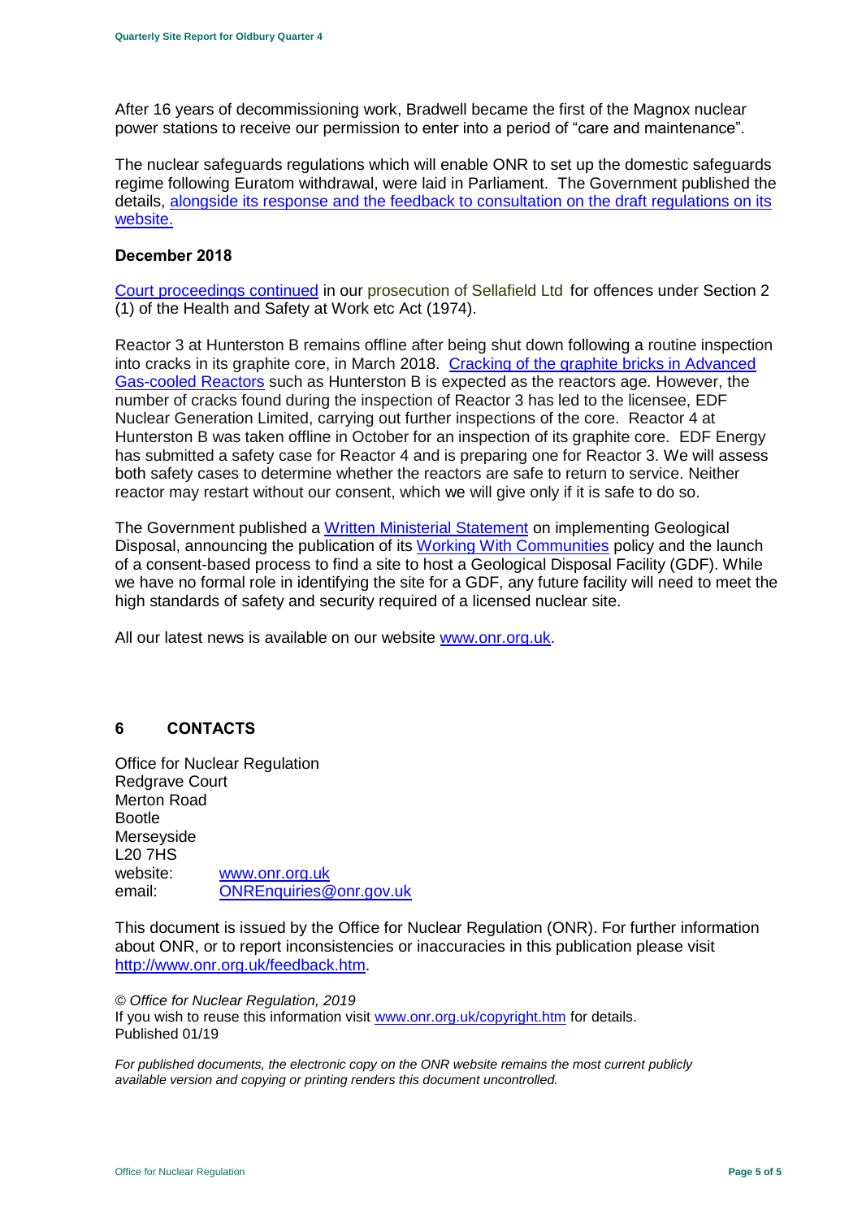After 16 years of decommissioning work, Bradwell became the first of the Magnox nuclear power stations to receive our permission to enter into a period of "care and maintenance".

The nuclear safeguards regulations which will enable ONR to set up the domestic safeguards regime following Euratom withdrawal, were laid in Parliament. The Government published the details, alongside its response and the feedback to consultation on the draft regulations on its website.

**December 2018**

Court proceedings continued in our prosecution of Sellafield Ltd for offences under Section 2 (1) of the Health and Safety at Work etc Act (1974).

Reactor 3 at Hunterston B remains offline after being shut down following a routine inspection into cracks in its graphite core, in March 2018. Cracking of the graphite bricks in Advanced Gas-cooled Reactors such as Hunterston B is expected as the reactors age. However, the number of cracks found during the inspection of Reactor 3 has led to the licensee, EDF Nuclear Generation Limited, carrying out further inspections of the core. Reactor 4 at Hunterston B was taken offline in October for an inspection of its graphite core. EDF Energy has submitted a safety case for Reactor 4 and is preparing one for Reactor 3. We will assess both safety cases to determine whether the reactors are safe to return to service. Neither reactor may restart without our consent, which we will give only if it is safe to do so.

The Government published a Written Ministerial Statement on implementing Geological Disposal, announcing the publication of its Working With Communities policy and the launch of a consent-based process to find a site to host a Geological Disposal Facility (GDF). While we have no formal role in identifying the site for a GDF, any future facility will need to meet the high standards of safety and security required of a licensed nuclear site.

All our latest news is available on our website www.onr.org.uk.

## 6 CONTACTS

Office for Nuclear Regulation
Redgrave Court
Merton Road
Bootle
Merseyside
L20 7HS
website: www.onr.org.uk
email: ONREnquiries@onr.gov.uk

This document is issued by the Office for Nuclear Regulation (ONR). For further information about ONR, or to report inconsistencies or inaccuracies in this publication please visit http://www.onr.org.uk/feedback.htm.

*© Office for Nuclear Regulation, 2019*
If you wish to reuse this information visit www.onr.org.uk/copyright.htm for details.
Published 01/19

*For published documents, the electronic copy on the ONR website remains the most current publicly available version and copying or printing renders this document uncontrolled.*